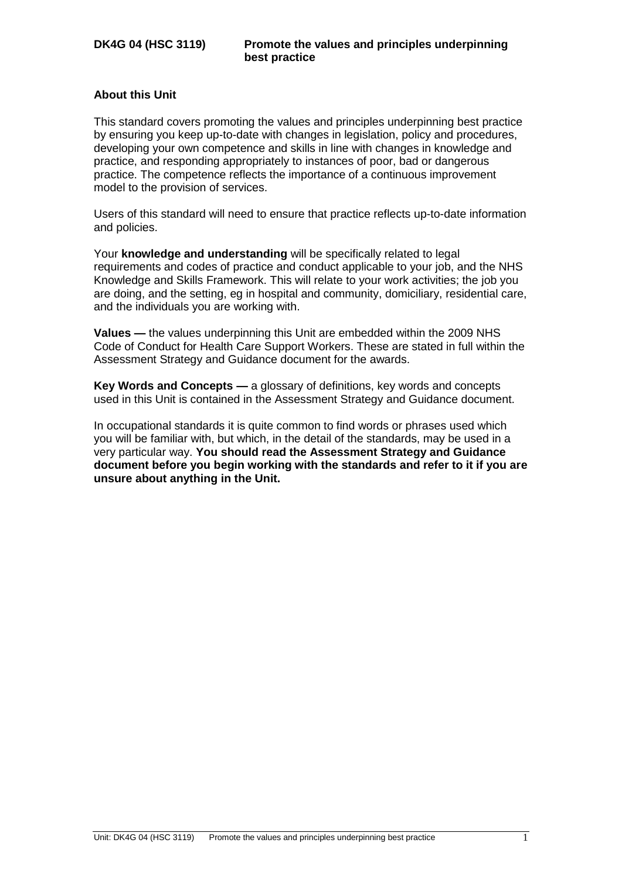# DK4G 04 (HSC 3119) Promote the values and principles underpinning best practice

## About this Unit

This standard covers promoting the values and principles underpinning best practice by ensuring you keep up-to-date with changes in legislation, policy and procedures, developing your own competence and skills in line with changes in knowledge and practice, and responding appropriately to instances of poor, bad or dangerous practice. The competence reflects the importance of a continuous improvement model to the provision of services.

Users of this standard will need to ensure that practice reflects up-to-date information and policies.

Your **knowledge and understanding** will be specifically related to legal requirements and codes of practice and conduct applicable to your job, and the NHS Knowledge and Skills Framework. This will relate to your work activities; the job you are doing, and the setting, eg in hospital and community, domiciliary, residential care, and the individuals you are working with.

**Values —** the values underpinning this Unit are embedded within the 2009 NHS Code of Conduct for Health Care Support Workers. These are stated in full within the Assessment Strategy and Guidance document for the awards.

**Key Words and Concepts —** a glossary of definitions, key words and concepts used in this Unit is contained in the Assessment Strategy and Guidance document.

In occupational standards it is quite common to find words or phrases used which you will be familiar with, but which, in the detail of the standards, may be used in a very particular way. **You should read the Assessment Strategy and Guidance document before you begin working with the standards and refer to it if you are unsure about anything in the Unit.**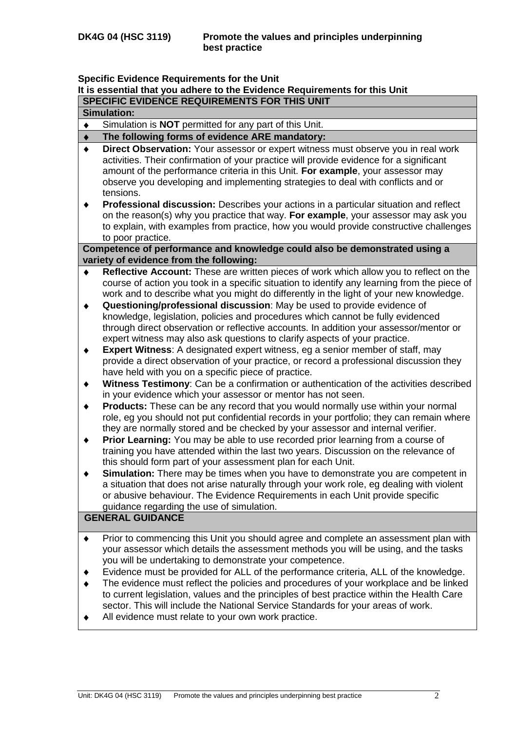**DK4G 04 (HSC 3119)** **Promote the values and principles underpinning best practice**

**Specific Evidence Requirements for the Unit**

**It is essential that you adhere to the Evidence Requirements for this Unit**

**SPECIFIC EVIDENCE REQUIREMENTS FOR THIS UNIT**

**Simulation:**

- Simulation is **NOT** permitted for any part of this Unit.
- **The following forms of evidence ARE mandatory:**
- **Direct Observation:** Your assessor or expert witness must observe you in real work activities. Their confirmation of your practice will provide evidence for a significant amount of the performance criteria in this Unit. **For example**, your assessor may observe you developing and implementing strategies to deal with conflicts and or tensions.
- **Professional discussion:** Describes your actions in a particular situation and reflect on the reason(s) why you practice that way. **For example**, your assessor may ask you to explain, with examples from practice, how you would provide constructive challenges to poor practice.

**Competence of performance and knowledge could also be demonstrated using a variety of evidence from the following:**

- **Reflective Account:** These are written pieces of work which allow you to reflect on the course of action you took in a specific situation to identify any learning from the piece of work and to describe what you might do differently in the light of your new knowledge.
- **Questioning/professional discussion**: May be used to provide evidence of knowledge, legislation, policies and procedures which cannot be fully evidenced through direct observation or reflective accounts. In addition your assessor/mentor or expert witness may also ask questions to clarify aspects of your practice.
- **Expert Witness**: A designated expert witness, eg a senior member of staff, may provide a direct observation of your practice, or record a professional discussion they have held with you on a specific piece of practice.
- **Witness Testimony**: Can be a confirmation or authentication of the activities described in your evidence which your assessor or mentor has not seen.
- **Products:** These can be any record that you would normally use within your normal role, eg you should not put confidential records in your portfolio; they can remain where they are normally stored and be checked by your assessor and internal verifier.
- **Prior Learning:** You may be able to use recorded prior learning from a course of training you have attended within the last two years. Discussion on the relevance of this should form part of your assessment plan for each Unit.
- **Simulation:** There may be times when you have to demonstrate you are competent in a situation that does not arise naturally through your work role, eg dealing with violent or abusive behaviour. The Evidence Requirements in each Unit provide specific guidance regarding the use of simulation.

**GENERAL GUIDANCE**

- Prior to commencing this Unit you should agree and complete an assessment plan with your assessor which details the assessment methods you will be using, and the tasks you will be undertaking to demonstrate your competence.
- Evidence must be provided for ALL of the performance criteria, ALL of the knowledge.
- The evidence must reflect the policies and procedures of your workplace and be linked to current legislation, values and the principles of best practice within the Health Care sector. This will include the National Service Standards for your areas of work.
- All evidence must relate to your own work practice.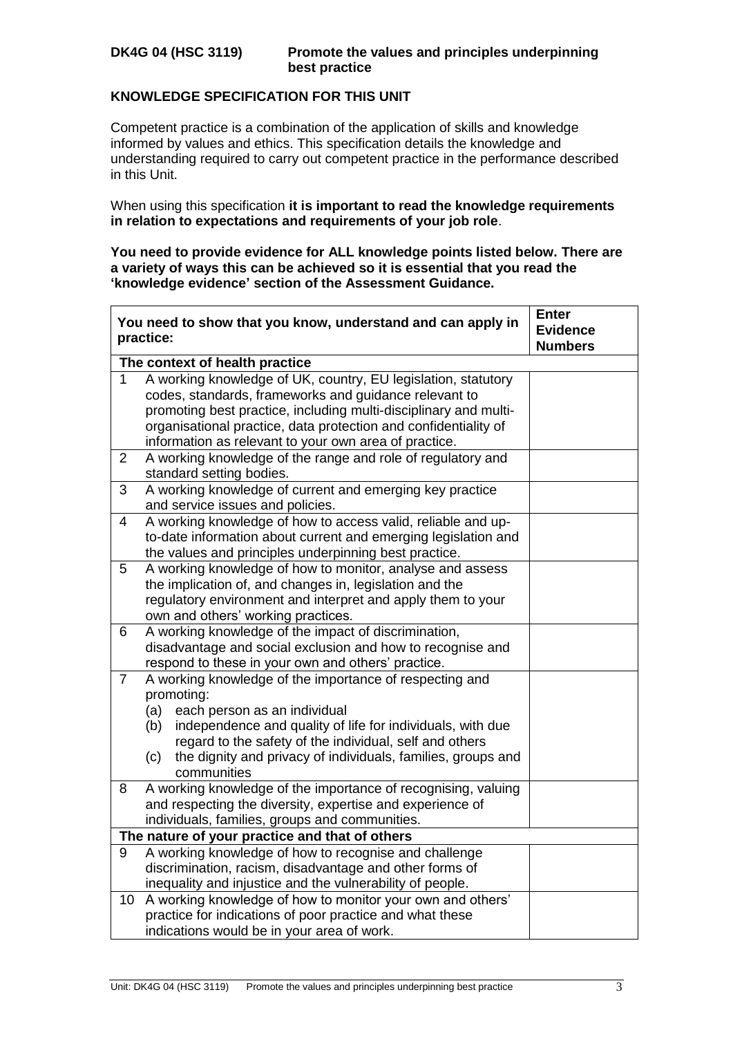**DK4G 04 (HSC 3119) Promote the values and principles underpinning best practice**

**KNOWLEDGE SPECIFICATION FOR THIS UNIT**

Competent practice is a combination of the application of skills and knowledge informed by values and ethics. This specification details the knowledge and understanding required to carry out competent practice in the performance described in this Unit.

When using this specification **it is important to read the knowledge requirements in relation to expectations and requirements of your job role**.

**You need to provide evidence for ALL knowledge points listed below. There are a variety of ways this can be achieved so it is essential that you read the 'knowledge evidence' section of the Assessment Guidance.**

| | You need to show that you know, understand and can apply in practice: | Enter Evidence Numbers |
|---|---|---|
| | **The context of health practice** | |
| 1 | A working knowledge of UK, country, EU legislation, statutory codes, standards, frameworks and guidance relevant to promoting best practice, including multi-disciplinary and multi-organisational practice, data protection and confidentiality of information as relevant to your own area of practice. | |
| 2 | A working knowledge of the range and role of regulatory and standard setting bodies. | |
| 3 | A working knowledge of current and emerging key practice and service issues and policies. | |
| 4 | A working knowledge of how to access valid, reliable and up-to-date information about current and emerging legislation and the values and principles underpinning best practice. | |
| 5 | A working knowledge of how to monitor, analyse and assess the implication of, and changes in, legislation and the regulatory environment and interpret and apply them to your own and others' working practices. | |
| 6 | A working knowledge of the impact of discrimination, disadvantage and social exclusion and how to recognise and respond to these in your own and others' practice. | |
| 7 | A working knowledge of the importance of respecting and promoting: (a) each person as an individual (b) independence and quality of life for individuals, with due regard to the safety of the individual, self and others (c) the dignity and privacy of individuals, families, groups and communities | |
| 8 | A working knowledge of the importance of recognising, valuing and respecting the diversity, expertise and experience of individuals, families, groups and communities. | |
| | **The nature of your practice and that of others** | |
| 9 | A working knowledge of how to recognise and challenge discrimination, racism, disadvantage and other forms of inequality and injustice and the vulnerability of people. | |
| 10 | A working knowledge of how to monitor your own and others' practice for indications of poor practice and what these indications would be in your area of work. | |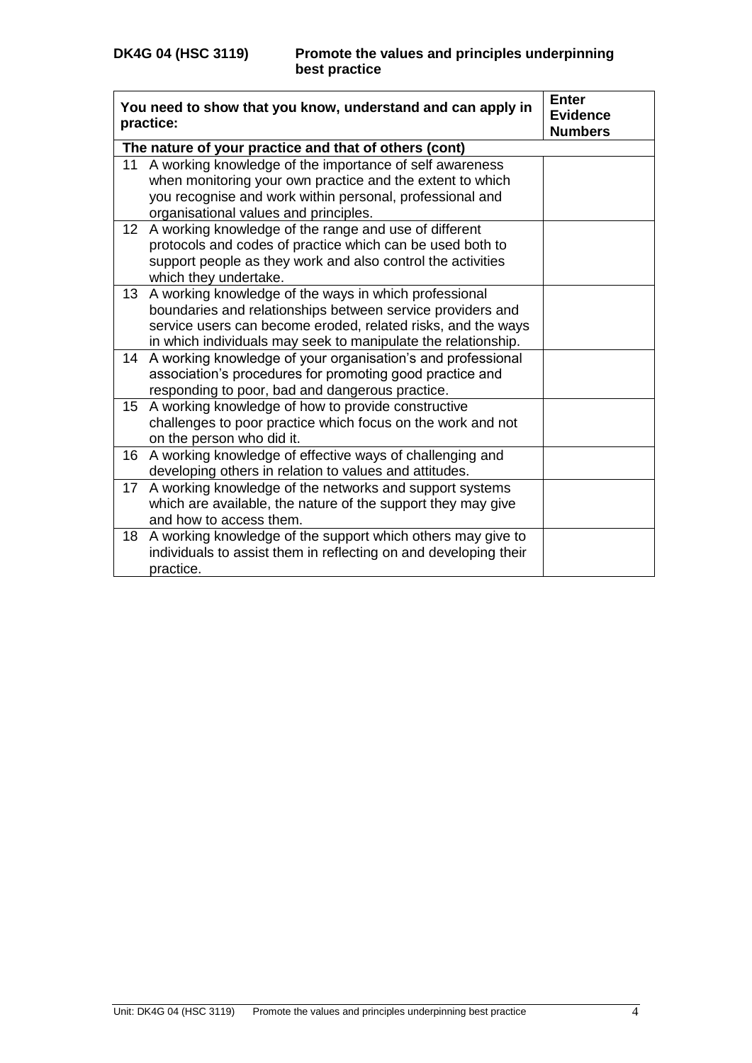**DK4G 04 (HSC 3119) Promote the values and principles underpinning best practice**

| You need to show that you know, understand and can apply in practice: | | Enter Evidence Numbers |
|---|---|---|
| **The nature of your practice and that of others (cont)** | | |
| 11 | A working knowledge of the importance of self awareness when monitoring your own practice and the extent to which you recognise and work within personal, professional and organisational values and principles. | |
| 12 | A working knowledge of the range and use of different protocols and codes of practice which can be used both to support people as they work and also control the activities which they undertake. | |
| 13 | A working knowledge of the ways in which professional boundaries and relationships between service providers and service users can become eroded, related risks, and the ways in which individuals may seek to manipulate the relationship. | |
| 14 | A working knowledge of your organisation's and professional association's procedures for promoting good practice and responding to poor, bad and dangerous practice. | |
| 15 | A working knowledge of how to provide constructive challenges to poor practice which focus on the work and not on the person who did it. | |
| 16 | A working knowledge of effective ways of challenging and developing others in relation to values and attitudes. | |
| 17 | A working knowledge of the networks and support systems which are available, the nature of the support they may give and how to access them. | |
| 18 | A working knowledge of the support which others may give to individuals to assist them in reflecting on and developing their practice. | |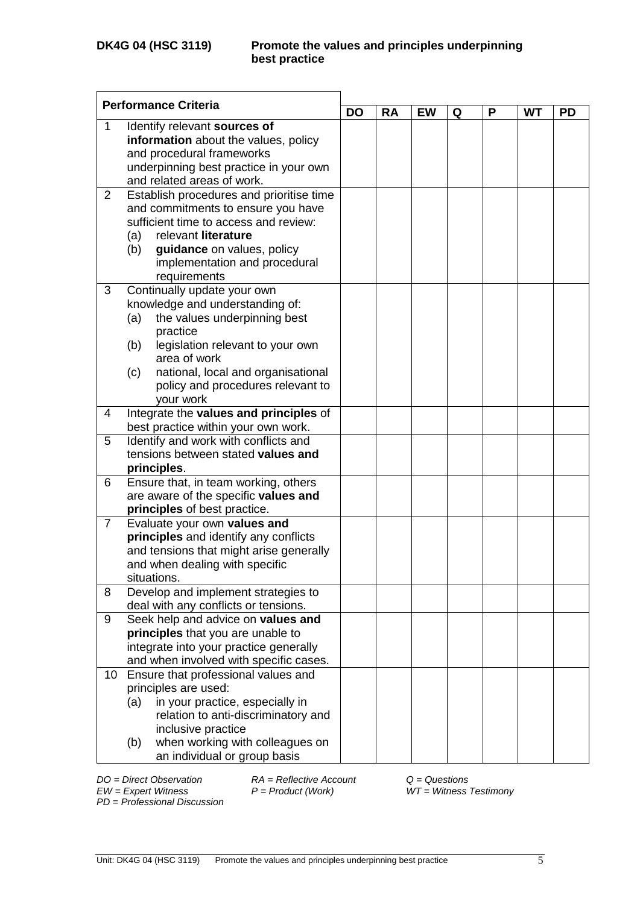**DK4G 04 (HSC 3119) Promote the values and principles underpinning best practice**

| Performance Criteria | | DO | RA | EW | Q | P | WT | PD |
|---|---|---|---|---|---|---|---|---|
| 1 | Identify relevant **sources of information** about the values, policy and procedural frameworks underpinning best practice in your own and related areas of work. | | | | | | | |
| 2 | Establish procedures and prioritise time and commitments to ensure you have sufficient time to access and review: (a) relevant **literature** (b) **guidance** on values, policy implementation and procedural requirements | | | | | | | |
| 3 | Continually update your own knowledge and understanding of: (a) the values underpinning best practice (b) legislation relevant to your own area of work (c) national, local and organisational policy and procedures relevant to your work | | | | | | | |
| 4 | Integrate the **values and principles** of best practice within your own work. | | | | | | | |
| 5 | Identify and work with conflicts and tensions between stated **values and principles**. | | | | | | | |
| 6 | Ensure that, in team working, others are aware of the specific **values and principles** of best practice. | | | | | | | |
| 7 | Evaluate your own **values and principles** and identify any conflicts and tensions that might arise generally and when dealing with specific situations. | | | | | | | |
| 8 | Develop and implement strategies to deal with any conflicts or tensions. | | | | | | | |
| 9 | Seek help and advice on **values and principles** that you are unable to integrate into your practice generally and when involved with specific cases. | | | | | | | |
| 10 | Ensure that professional values and principles are used: (a) in your practice, especially in relation to anti-discriminatory and inclusive practice (b) when working with colleagues on an individual or group basis | | | | | | | |

*DO = Direct Observation* *RA = Reflective Account* *Q = Questions*
*EW = Expert Witness* *P = Product (Work)* *WT = Witness Testimony*
*PD = Professional Discussion*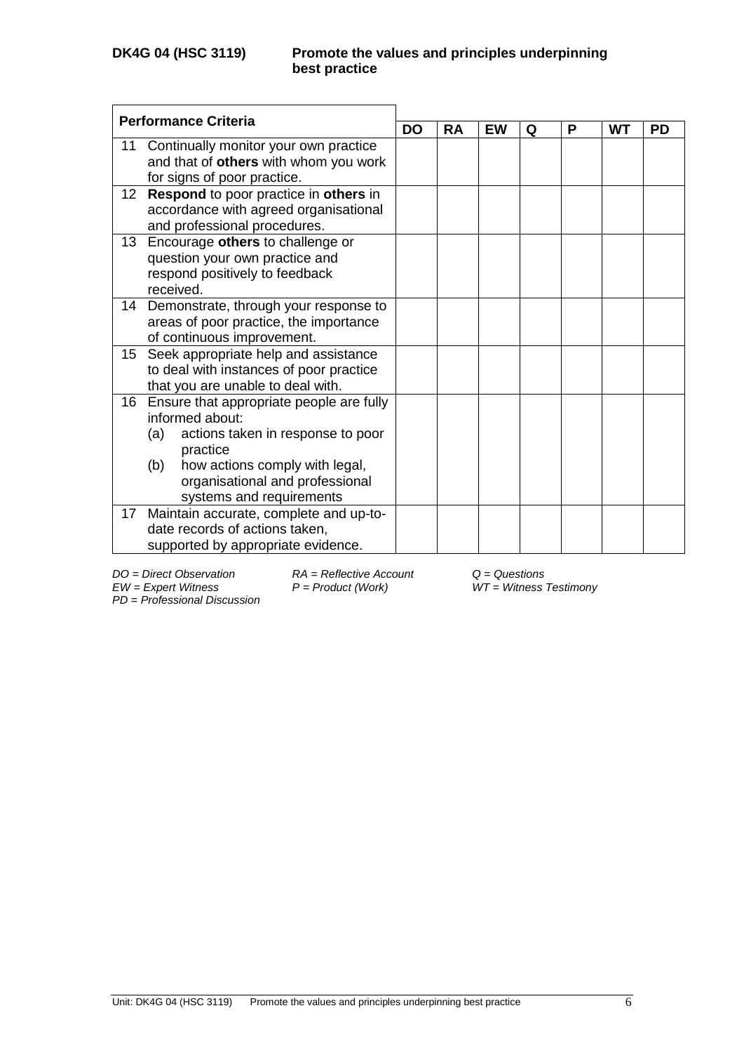**DK4G 04 (HSC 3119)** **Promote the values and principles underpinning best practice**

| Performance Criteria | DO | RA | EW | Q | P | WT | PD |
|---|---|---|---|---|---|---|---|
| 11 Continually monitor your own practice and that of **others** with whom you work for signs of poor practice. | | | | | | | |
| 12 **Respond** to poor practice in **others** in accordance with agreed organisational and professional procedures. | | | | | | | |
| 13 Encourage **others** to challenge or question your own practice and respond positively to feedback received. | | | | | | | |
| 14 Demonstrate, through your response to areas of poor practice, the importance of continuous improvement. | | | | | | | |
| 15 Seek appropriate help and assistance to deal with instances of poor practice that you are unable to deal with. | | | | | | | |
| 16 Ensure that appropriate people are fully informed about: (a) actions taken in response to poor practice (b) how actions comply with legal, organisational and professional systems and requirements | | | | | | | |
| 17 Maintain accurate, complete and up-to-date records of actions taken, supported by appropriate evidence. | | | | | | | |

*DO = Direct Observation* *RA = Reflective Account* *Q = Questions*
*EW = Expert Witness* *P = Product (Work)* *WT = Witness Testimony*
*PD = Professional Discussion*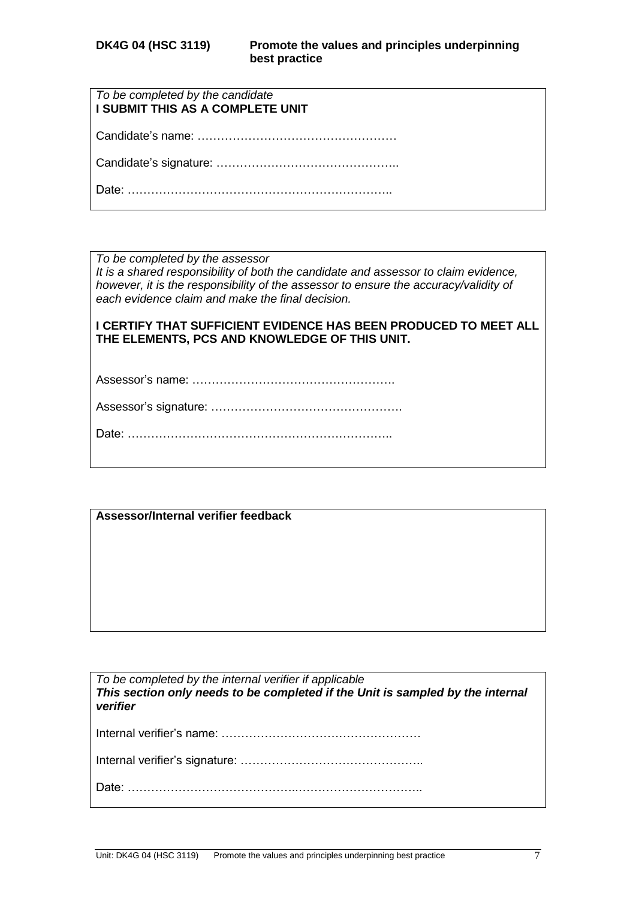**DK4G 04 (HSC 3119) Promote the values and principles underpinning best practice**

*To be completed by the candidate*
**I SUBMIT THIS AS A COMPLETE UNIT**

Candidate's name: ……………………………………………

Candidate's signature: ………………………………………..

Date: …………………………………………………………..

*To be completed by the assessor*
*It is a shared responsibility of both the candidate and assessor to claim evidence, however, it is the responsibility of the assessor to ensure the accuracy/validity of each evidence claim and make the final decision.*

**I CERTIFY THAT SUFFICIENT EVIDENCE HAS BEEN PRODUCED TO MEET ALL THE ELEMENTS, PCS AND KNOWLEDGE OF THIS UNIT.**

Assessor's name: …………………………………………….

Assessor's signature: ………………………………………….

Date: …………………………………………………………..

**Assessor/Internal verifier feedback**

*To be completed by the internal verifier if applicable*
***This section only needs to be completed if the Unit is sampled by the internal verifier***

Internal verifier's name: ……………………………………………

Internal verifier's signature: ………………………………………..

Date: …………………………………..…………………………..